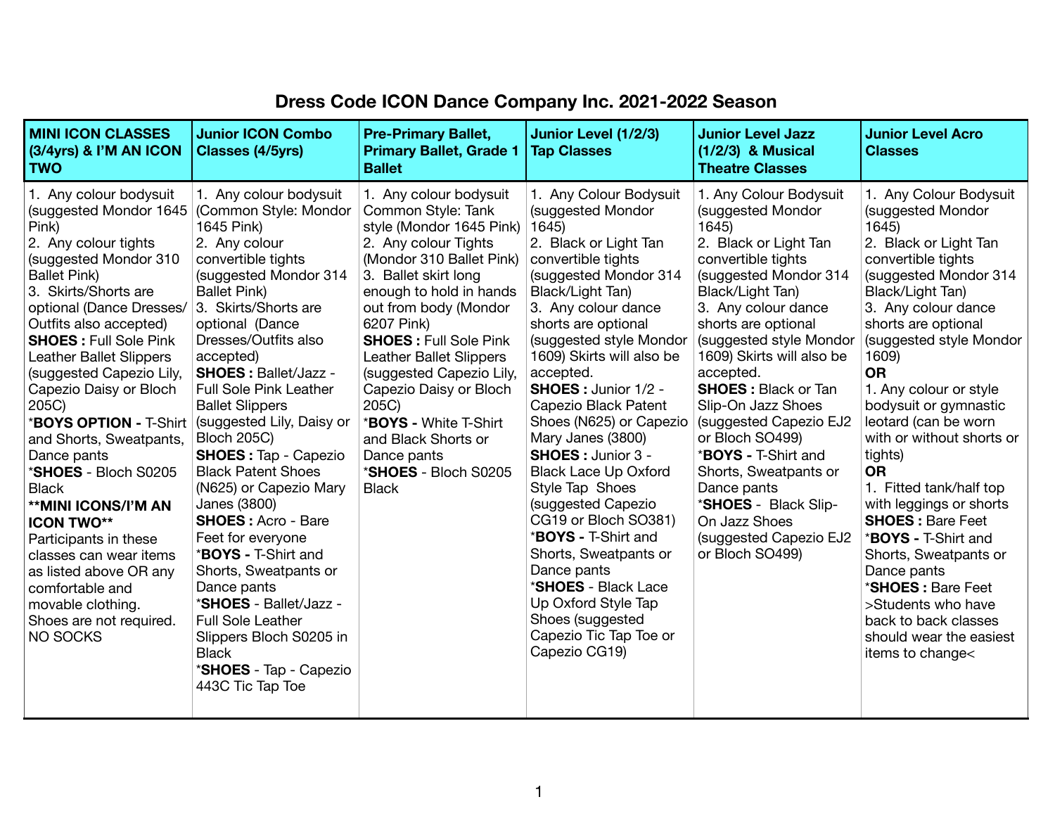# Dress Code ICON Dance Company Inc. 2021-2022 Season

| MINI ICON CLASSES (3/4yrs) & I'M AN ICON TWO | Junior ICON Combo Classes (4/5yrs) | Pre-Primary Ballet, Primary Ballet, Grade 1 Ballet | Junior Level (1/2/3) Tap Classes | Junior Level Jazz (1/2/3) & Musical Theatre Classes | Junior Level Acro Classes |
|---|---|---|---|---|---|
| 1. Any colour bodysuit (suggested Mondor 1645 Pink)<br>2. Any colour tights (suggested Mondor 310 Ballet Pink)<br>3. Skirts/Shorts are optional (Dance Dresses/ Outfits also accepted)<br>**SHOES :** Full Sole Pink Leather Ballet Slippers (suggested Capezio Lily, Capezio Daisy or Bloch 205C)<br>***BOYS OPTION -** T-Shirt and Shorts, Sweatpants, Dance pants<br>***SHOES** - Bloch S0205 Black<br>****MINI ICONS/I'M AN ICON TWO****<br>Participants in these classes can wear items as listed above OR any comfortable and movable clothing. Shoes are not required. NO SOCKS | 1. Any colour bodysuit (Common Style: Mondor 1645 Pink)<br>2. Any colour convertible tights (suggested Mondor 314 Ballet Pink)<br>3. Skirts/Shorts are optional (Dance Dresses/Outfits also accepted)<br>**SHOES :** Ballet/Jazz - Full Sole Pink Leather Ballet Slippers (suggested Lily, Daisy or Bloch 205C)<br>**SHOES :** Tap - Capezio Black Patent Shoes (N625) or Capezio Mary Janes (3800)<br>**SHOES :** Acro - Bare Feet for everyone<br>***BOYS -** T-Shirt and Shorts, Sweatpants or Dance pants<br>***SHOES** - Ballet/Jazz - Full Sole Leather Slippers Bloch S0205 in Black<br>***SHOES** - Tap - Capezio 443C Tic Tap Toe | 1. Any colour bodysuit Common Style: Tank style (Mondor 1645 Pink)<br>2. Any colour Tights (Mondor 310 Ballet Pink)<br>3. Ballet skirt long enough to hold in hands out from body (Mondor 6207 Pink)<br>**SHOES :** Full Sole Pink Leather Ballet Slippers (suggested Capezio Lily, Capezio Daisy or Bloch 205C)<br>***BOYS -** White T-Shirt and Black Shorts or Dance pants<br>***SHOES** - Bloch S0205 Black | 1. Any Colour Bodysuit (suggested Mondor 1645)<br>2. Black or Light Tan convertible tights (suggested Mondor 314 Black/Light Tan)<br>3. Any colour dance shorts are optional (suggested style Mondor 1609) Skirts will also be accepted.<br>**SHOES :** Junior 1/2 - Capezio Black Patent Shoes (N625) or Capezio Mary Janes (3800)<br>**SHOES :** Junior 3 - Black Lace Up Oxford Style Tap Shoes (suggested Capezio CG19 or Bloch SO381)<br>***BOYS -** T-Shirt and Shorts, Sweatpants or Dance pants<br>***SHOES** - Black Lace Up Oxford Style Tap Shoes (suggested Capezio Tic Tap Toe or Capezio CG19) | 1. Any Colour Bodysuit (suggested Mondor 1645)<br>2. Black or Light Tan convertible tights (suggested Mondor 314 Black/Light Tan)<br>3. Any colour dance shorts are optional (suggested style Mondor 1609) Skirts will also be accepted.<br>**SHOES :** Black or Tan Slip-On Jazz Shoes (suggested Capezio EJ2 or Bloch SO499)<br>***BOYS -** T-Shirt and Shorts, Sweatpants or Dance pants<br>***SHOES** - Black Slip-On Jazz Shoes (suggested Capezio EJ2 or Bloch SO499) | 1. Any Colour Bodysuit (suggested Mondor 1645)<br>2. Black or Light Tan convertible tights (suggested Mondor 314 Black/Light Tan)<br>3. Any colour dance shorts are optional (suggested style Mondor 1609)<br>**OR**<br>1. Any colour or style bodysuit or gymnastic leotard (can be worn with or without shorts or tights)<br>**OR**<br>1. Fitted tank/half top with leggings or shorts<br>**SHOES :** Bare Feet<br>***BOYS -** T-Shirt and Shorts, Sweatpants or Dance pants<br>***SHOES :** Bare Feet<br>>Students who have back to back classes should wear the easiest items to change< |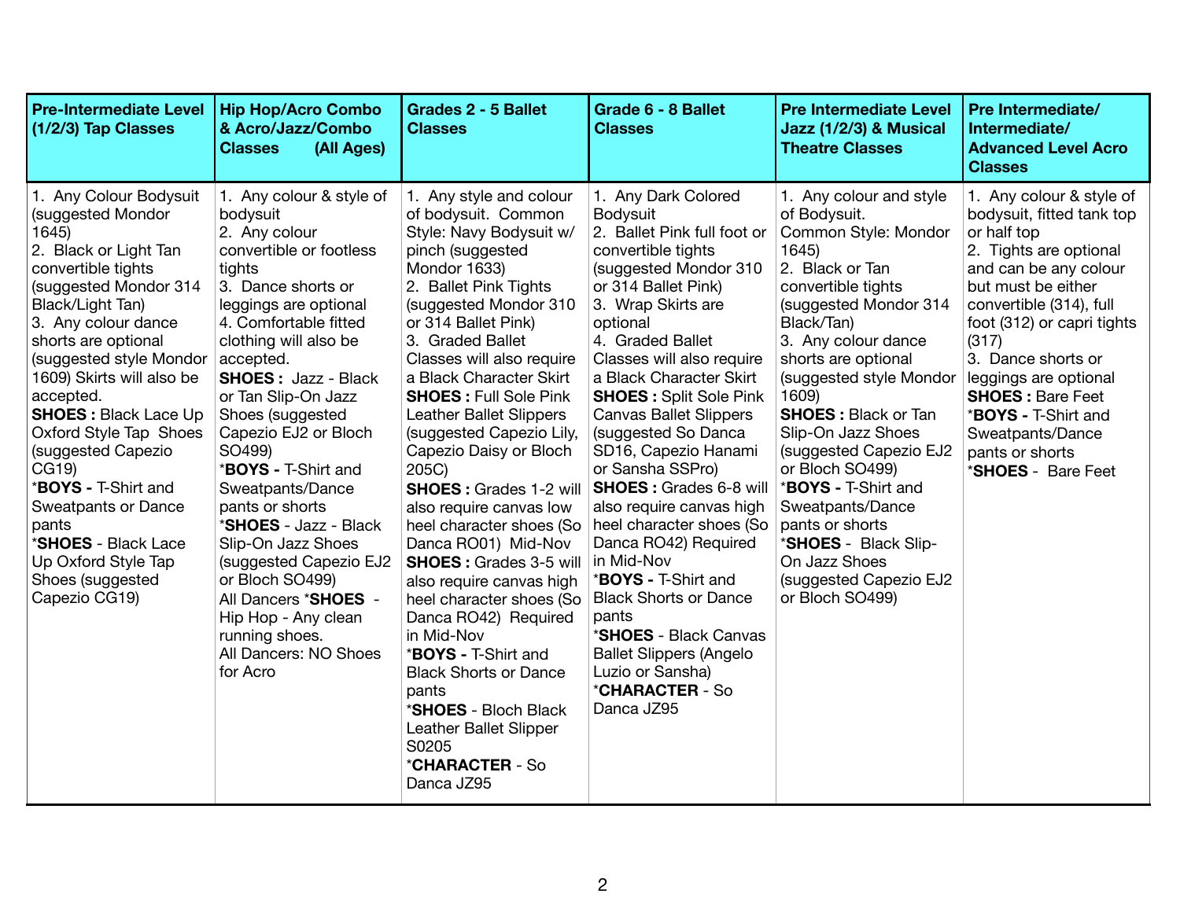| Pre-Intermediate Level (1/2/3) Tap Classes | Hip Hop/Acro Combo & Acro/Jazz/Combo Classes (All Ages) | Grades 2 - 5 Ballet Classes | Grade 6 - 8 Ballet Classes | Pre Intermediate Level Jazz (1/2/3) & Musical Theatre Classes | Pre Intermediate/ Intermediate/ Advanced Level Acro Classes |
|---|---|---|---|---|---|
| 1. Any Colour Bodysuit (suggested Mondor 1645)<br>2. Black or Light Tan convertible tights (suggested Mondor 314 Black/Light Tan)<br>3. Any colour dance shorts are optional (suggested style Mondor 1609) Skirts will also be accepted.<br>**SHOES :** Black Lace Up Oxford Style Tap Shoes (suggested Capezio CG19)<br>***BOYS -** T-Shirt and Sweatpants or Dance pants<br>***SHOES** - Black Lace Up Oxford Style Tap Shoes (suggested Capezio CG19) | 1. Any colour & style of bodysuit<br>2. Any colour convertible or footless tights<br>3. Dance shorts or leggings are optional<br>4. Comfortable fitted clothing will also be accepted.<br>**SHOES :** Jazz - Black or Tan Slip-On Jazz Shoes (suggested Capezio EJ2 or Bloch SO499)<br>***BOYS -** T-Shirt and Sweatpants/Dance pants or shorts<br>***SHOES** - Jazz - Black Slip-On Jazz Shoes (suggested Capezio EJ2 or Bloch SO499)<br>All Dancers ***SHOES** - Hip Hop - Any clean running shoes.<br>All Dancers: NO Shoes for Acro | 1. Any style and colour of bodysuit. Common Style: Navy Bodysuit w/ pinch (suggested Mondor 1633)<br>2. Ballet Pink Tights (suggested Mondor 310 or 314 Ballet Pink)<br>3. Graded Ballet Classes will also require a Black Character Skirt<br>**SHOES :** Full Sole Pink Leather Ballet Slippers (suggested Capezio Lily, Capezio Daisy or Bloch 205C)<br>**SHOES :** Grades 1-2 will also require canvas low heel character shoes (So Danca RO01) Mid-Nov<br>**SHOES :** Grades 3-5 will also require canvas high heel character shoes (So Danca RO42) Required in Mid-Nov<br>***BOYS -** T-Shirt and Black Shorts or Dance pants<br>***SHOES** - Bloch Black Leather Ballet Slipper S0205<br>***CHARACTER** - So Danca JZ95 | 1. Any Dark Colored Bodysuit<br>2. Ballet Pink full foot or convertible tights (suggested Mondor 310 or 314 Ballet Pink)<br>3. Wrap Skirts are optional<br>4. Graded Ballet Classes will also require a Black Character Skirt<br>**SHOES :** Split Sole Pink Canvas Ballet Slippers (suggested So Danca SD16, Capezio Hanami or Sansha SSPro)<br>**SHOES :** Grades 6-8 will also require canvas high heel character shoes (So Danca RO42) Required in Mid-Nov<br>***BOYS -** T-Shirt and Black Shorts or Dance pants<br>***SHOES** - Black Canvas Ballet Slippers (Angelo Luzio or Sansha)<br>***CHARACTER** - So Danca JZ95 | 1. Any colour and style of Bodysuit. Common Style: Mondor 1645)<br>2. Black or Tan convertible tights (suggested Mondor 314 Black/Tan)<br>3. Any colour dance shorts are optional (suggested style Mondor 1609)<br>**SHOES :** Black or Tan Slip-On Jazz Shoes (suggested Capezio EJ2 or Bloch SO499)<br>***BOYS -** T-Shirt and Sweatpants/Dance pants or shorts<br>***SHOES** - Black Slip-On Jazz Shoes (suggested Capezio EJ2 or Bloch SO499) | 1. Any colour & style of bodysuit, fitted tank top or half top<br>2. Tights are optional and can be any colour but must be either convertible (314), full foot (312) or capri tights (317)<br>3. Dance shorts or leggings are optional<br>**SHOES :** Bare Feet<br>***BOYS -** T-Shirt and Sweatpants/Dance pants or shorts<br>***SHOES** - Bare Feet |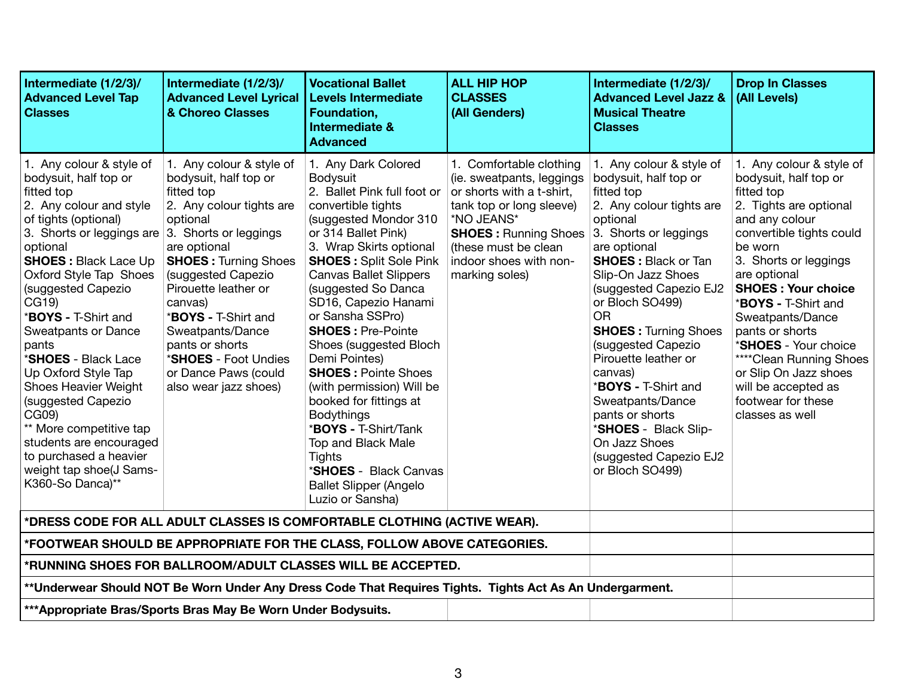| Intermediate (1/2/3)/ Advanced Level Tap Classes | Intermediate (1/2/3)/ Advanced Level Lyrical & Choreo Classes | Vocational Ballet Levels Intermediate Foundation, Intermediate & Advanced | ALL HIP HOP CLASSES (All Genders) | Intermediate (1/2/3)/ Advanced Level Jazz & Musical Theatre Classes | Drop In Classes (All Levels) |
|---|---|---|---|---|---|
| 1. Any colour & style of bodysuit, half top or fitted top<br>2. Any colour and style of tights (optional)<br>3. Shorts or leggings are optional<br>**SHOES :** Black Lace Up Oxford Style Tap Shoes (suggested Capezio CG19)<br>*__BOYS -__ T-Shirt and Sweatpants or Dance pants<br>*__SHOES__ - Black Lace Up Oxford Style Tap Shoes Heavier Weight (suggested Capezio CG09)<br>** More competitive tap students are encouraged to purchased a heavier weight tap shoe(J Sams-K360-So Danca)** | 1. Any colour & style of bodysuit, half top or fitted top<br>2. Any colour tights are optional<br>3. Shorts or leggings are optional<br>**SHOES :** Turning Shoes (suggested Capezio Pirouette leather or canvas)<br>*__BOYS -__ T-Shirt and Sweatpants/Dance pants or shorts<br>*__SHOES__ - Foot Undies or Dance Paws (could also wear jazz shoes) | 1. Any Dark Colored Bodysuit<br>2. Ballet Pink full foot or convertible tights (suggested Mondor 310 or 314 Ballet Pink)<br>3. Wrap Skirts optional<br>**SHOES :** Split Sole Pink Canvas Ballet Slippers (suggested So Danca SD16, Capezio Hanami or Sansha SSPro)<br>**SHOES :** Pre-Pointe Shoes (suggested Bloch Demi Pointes)<br>**SHOES :** Pointe Shoes (with permission) Will be booked for fittings at Bodythings<br>*__BOYS -__ T-Shirt/Tank Top and Black Male Tights<br>*__SHOES__ - Black Canvas Ballet Slipper (Angelo Luzio or Sansha) | 1. Comfortable clothing (ie. sweatpants, leggings or shorts with a t-shirt, tank top or long sleeve)<br>*NO JEANS*<br>**SHOES :** Running Shoes (these must be clean indoor shoes with non-marking soles) | 1. Any colour & style of bodysuit, half top or fitted top<br>2. Any colour tights are optional<br>3. Shorts or leggings are optional<br>**SHOES :** Black or Tan Slip-On Jazz Shoes (suggested Capezio EJ2 or Bloch SO499)<br>OR<br>**SHOES :** Turning Shoes (suggested Capezio Pirouette leather or canvas)<br>*__BOYS -__ T-Shirt and Sweatpants/Dance pants or shorts<br>*__SHOES__ - Black Slip-On Jazz Shoes (suggested Capezio EJ2 or Bloch SO499) | 1. Any colour & style of bodysuit, half top or fitted top<br>2. Tights are optional and any colour convertible tights could be worn<br>3. Shorts or leggings are optional<br>**SHOES : Your choice**<br>*__BOYS -__ T-Shirt and Sweatpants/Dance pants or shorts<br>*__SHOES__ - Your choice<br>****Clean Running Shoes or Slip On Jazz shoes will be accepted as footwear for these classes as well |
| ***DRESS CODE FOR ALL ADULT CLASSES IS COMFORTABLE CLOTHING (ACTIVE WEAR).** | | | | | |
| ***FOOTWEAR SHOULD BE APPROPRIATE FOR THE CLASS, FOLLOW ABOVE CATEGORIES.** | | | | | |
| ***RUNNING SHOES FOR BALLROOM/ADULT CLASSES WILL BE ACCEPTED.** | | | | | |
| ****Underwear Should NOT Be Worn Under Any Dress Code That Requires Tights. Tights Act As An Undergarment.** | | | | | |
| *****Appropriate Bras/Sports Bras May Be Worn Under Bodysuits.** | | | | | |